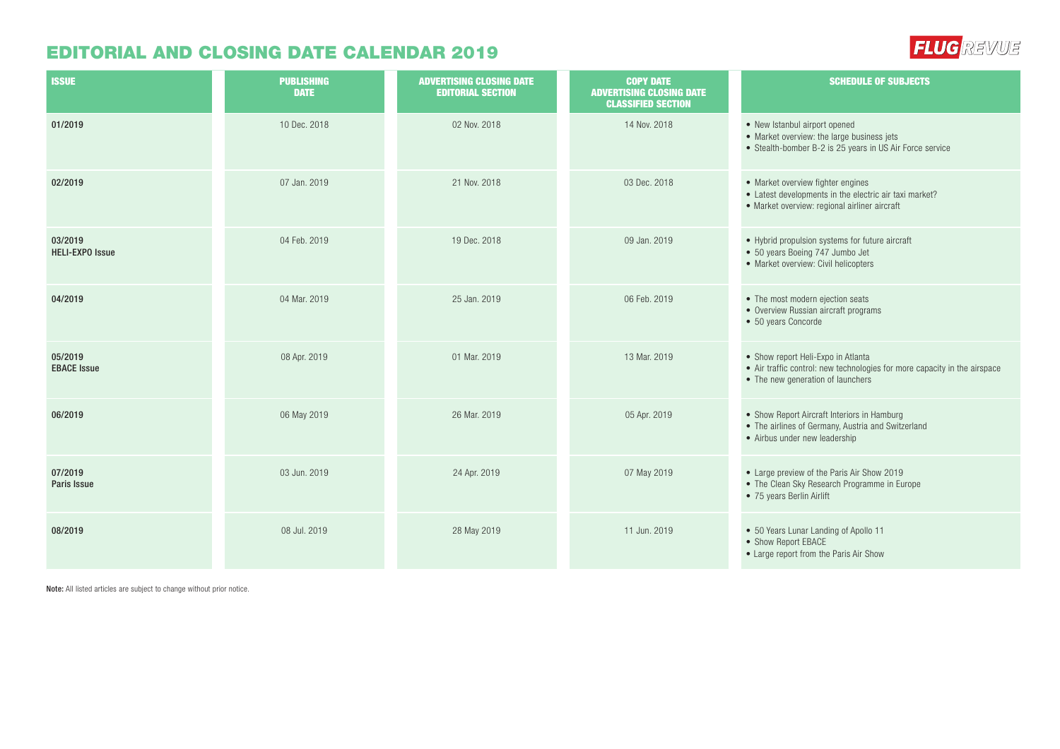# EDITORIAL AND CLOSING DATE CALENDAR 2019

FLUG REVUE

| ISSUE | PUBLISHING DATE | ADVERTISING CLOSING DATE EDITORIAL SECTION | COPY DATE ADVERTISING CLOSING DATE CLASSIFIED SECTION | SCHEDULE OF SUBJECTS |
|---|---|---|---|---|
| 01/2019 | 10 Dec. 2018 | 02 Nov. 2018 | 14 Nov. 2018 | • New Istanbul airport opened<br>• Market overview: the large business jets<br>• Stealth-bomber B-2 is 25 years in US Air Force service |
| 02/2019 | 07 Jan. 2019 | 21 Nov. 2018 | 03 Dec. 2018 | • Market overview fighter engines<br>• Latest developments in the electric air taxi market?<br>• Market overview: regional airliner aircraft |
| 03/2019<br>HELI-EXPO Issue | 04 Feb. 2019 | 19 Dec. 2018 | 09 Jan. 2019 | • Hybrid propulsion systems for future aircraft<br>• 50 years Boeing 747 Jumbo Jet<br>• Market overview: Civil helicopters |
| 04/2019 | 04 Mar. 2019 | 25 Jan. 2019 | 06 Feb. 2019 | • The most modern ejection seats<br>• Overview Russian aircraft programs<br>• 50 years Concorde |
| 05/2019<br>EBACE Issue | 08 Apr. 2019 | 01 Mar. 2019 | 13 Mar. 2019 | • Show report Heli-Expo in Atlanta<br>• Air traffic control: new technologies for more capacity in the airspace<br>• The new generation of launchers |
| 06/2019 | 06 May 2019 | 26 Mar. 2019 | 05 Apr. 2019 | • Show Report Aircraft Interiors in Hamburg<br>• The airlines of Germany, Austria and Switzerland<br>• Airbus under new leadership |
| 07/2019<br>Paris Issue | 03 Jun. 2019 | 24 Apr. 2019 | 07 May 2019 | • Large preview of the Paris Air Show 2019<br>• The Clean Sky Research Programme in Europe<br>• 75 years Berlin Airlift |
| 08/2019 | 08 Jul. 2019 | 28 May 2019 | 11 Jun. 2019 | • 50 Years Lunar Landing of Apollo 11<br>• Show Report EBACE<br>• Large report from the Paris Air Show |

**Note:** All listed articles are subject to change without prior notice.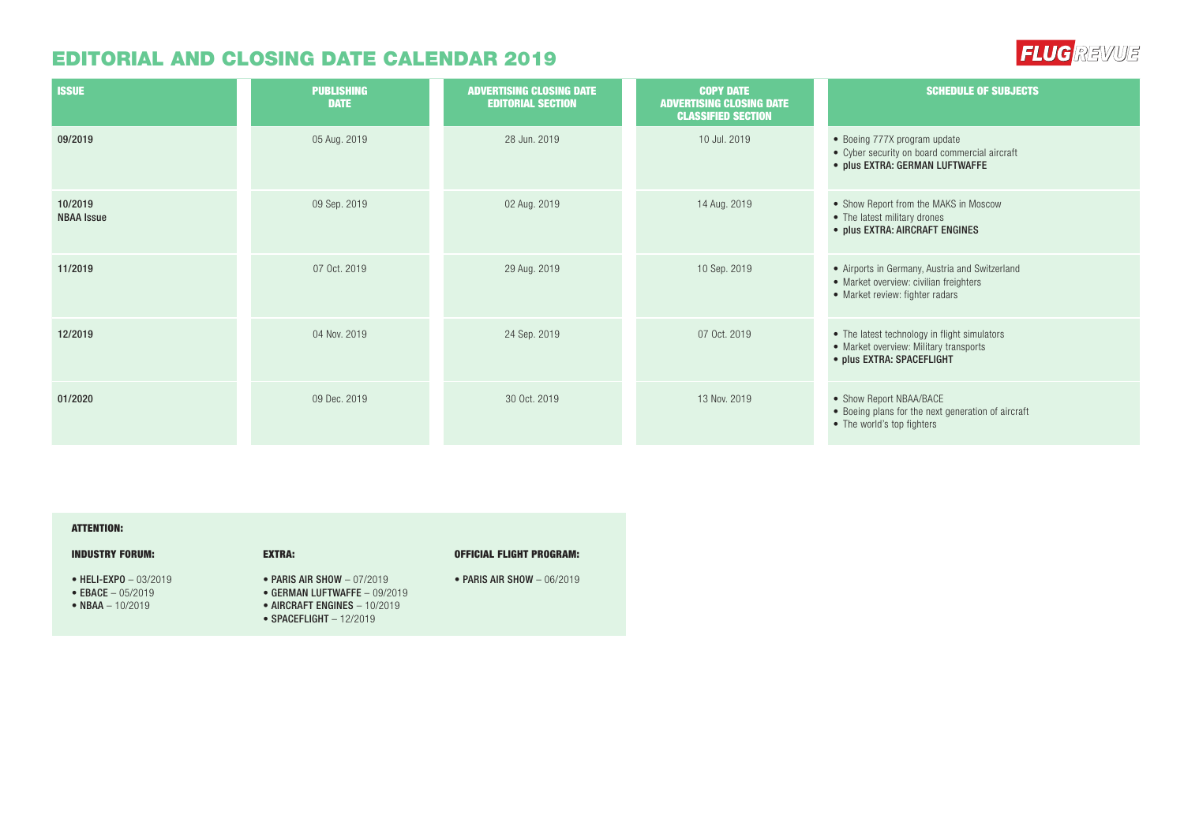# EDITORIAL AND CLOSING DATE CALENDAR 2019

FLUG REVUE

| ISSUE | PUBLISHING DATE | ADVERTISING CLOSING DATE EDITORIAL SECTION | COPY DATE ADVERTISING CLOSING DATE CLASSIFIED SECTION | SCHEDULE OF SUBJECTS |
|---|---|---|---|---|
| 09/2019 | 05 Aug. 2019 | 28 Jun. 2019 | 10 Jul. 2019 | • Boeing 777X program update<br>• Cyber security on board commercial aircraft<br>• **plus EXTRA: GERMAN LUFTWAFFE** |
| 10/2019<br>NBAA Issue | 09 Sep. 2019 | 02 Aug. 2019 | 14 Aug. 2019 | • Show Report from the MAKS in Moscow<br>• The latest military drones<br>• **plus EXTRA: AIRCRAFT ENGINES** |
| 11/2019 | 07 Oct. 2019 | 29 Aug. 2019 | 10 Sep. 2019 | • Airports in Germany, Austria and Switzerland<br>• Market overview: civilian freighters<br>• Market review: fighter radars |
| 12/2019 | 04 Nov. 2019 | 24 Sep. 2019 | 07 Oct. 2019 | • The latest technology in flight simulators<br>• Market overview: Military transports<br>• **plus EXTRA: SPACEFLIGHT** |
| 01/2020 | 09 Dec. 2019 | 30 Oct. 2019 | 13 Nov. 2019 | • Show Report NBAA/BACE<br>• Boeing plans for the next generation of aircraft<br>• The world's top fighters |

**ATTENTION:**

**INDUSTRY FORUM:**

- **HELI-EXPO** – 03/2019
- **EBACE** – 05/2019
- **NBAA** – 10/2019

**EXTRA:**

- **PARIS AIR SHOW** – 07/2019
- **GERMAN LUFTWAFFE** – 09/2019
- **AIRCRAFT ENGINES** – 10/2019
- **SPACEFLIGHT** – 12/2019

**OFFICIAL FLIGHT PROGRAM:**

- **PARIS AIR SHOW** – 06/2019